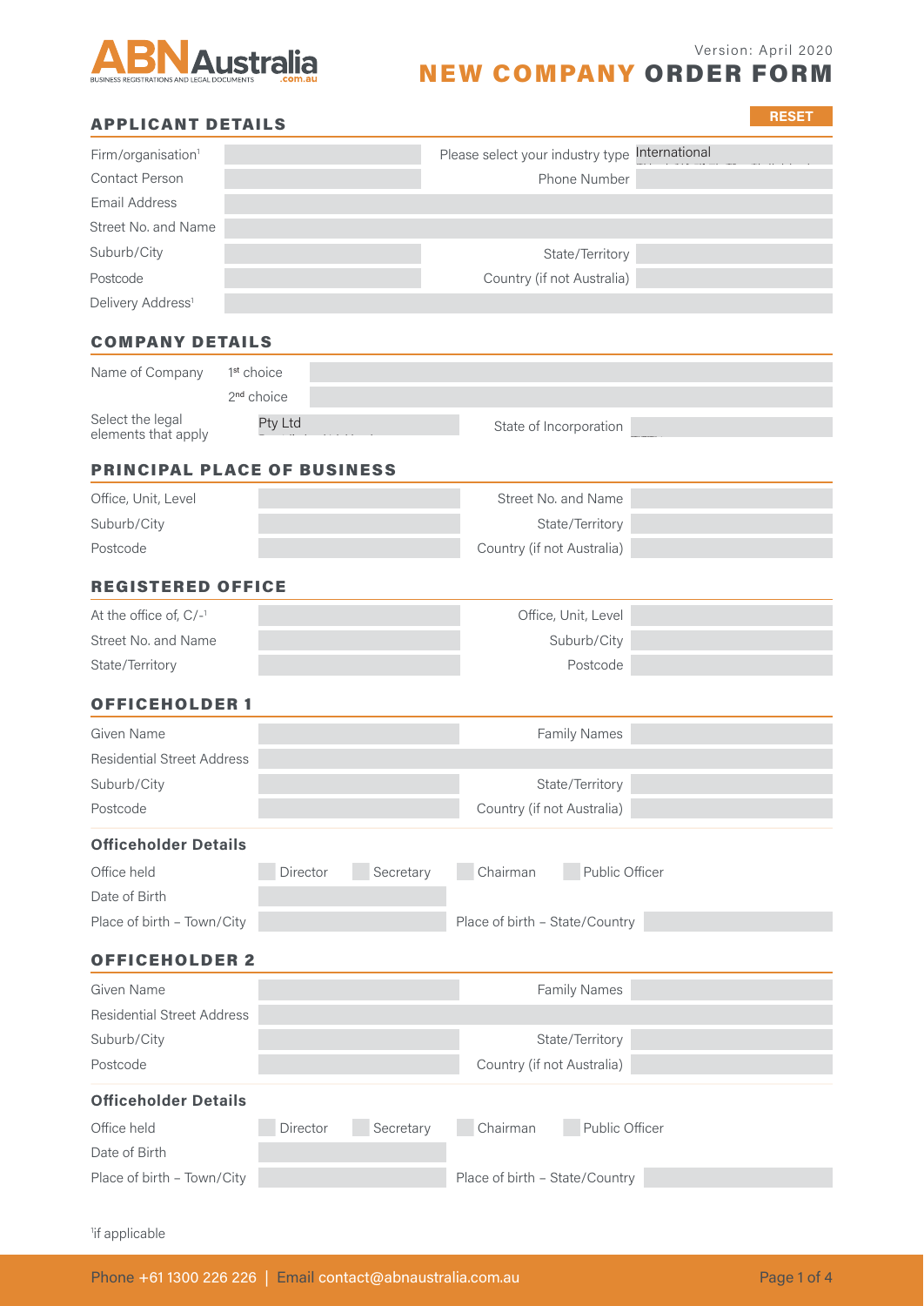ABN Australia

BUSINESS REGISTRATIONS AND LEGAL DOCUMENTS .com.au

Version: April 2020

# NEW COMPANY ORDER FORM

## APPLICANT DETAILS

RESET

| | | | |
|---|---|---|---|
| Firm/organisation[1] | | Please select your industry type | International |
| Contact Person | | Phone Number | |
| Email Address | | | |
| Street No. and Name | | | |
| Suburb/City | | State/Territory | |
| Postcode | | Country (if not Australia) | |
| Delivery Address[1] | | | |

## COMPANY DETAILS

| | | | |
|---|---|---|---|
| Name of Company | 1st choice | | |
| | 2nd choice | | |
| Select the legal elements that apply | Pty Ltd | State of Incorporation | |

## PRINCIPAL PLACE OF BUSINESS

| | | | |
|---|---|---|---|
| Office, Unit, Level | | Street No. and Name | |
| Suburb/City | | State/Territory | |
| Postcode | | Country (if not Australia) | |

## REGISTERED OFFICE

| | | | |
|---|---|---|---|
| At the office of, C/-[1] | | Office, Unit, Level | |
| Street No. and Name | | Suburb/City | |
| State/Territory | | Postcode | |

## OFFICEHOLDER 1

| | | | |
|---|---|---|---|
| Given Name | | Family Names | |
| Residential Street Address | | | |
| Suburb/City | | State/Territory | |
| Postcode | | Country (if not Australia) | |

### Officeholder Details

| | | | | |
|---|---|---|---|---|
| Office held | ☐ Director | ☐ Secretary | ☐ Chairman | ☐ Public Officer |
| Date of Birth | | | | |
| Place of birth – Town/City | | Place of birth – State/Country | | |

## OFFICEHOLDER 2

| | | | |
|---|---|---|---|
| Given Name | | Family Names | |
| Residential Street Address | | | |
| Suburb/City | | State/Territory | |
| Postcode | | Country (if not Australia) | |

### Officeholder Details

| | | | | |
|---|---|---|---|---|
| Office held | ☐ Director | ☐ Secretary | ☐ Chairman | ☐ Public Officer |
| Date of Birth | | | | |
| Place of birth – Town/City | | Place of birth – State/Country | | |

[1]if applicable

Phone +61 1300 226 226 | Email contact@abnaustralia.com.au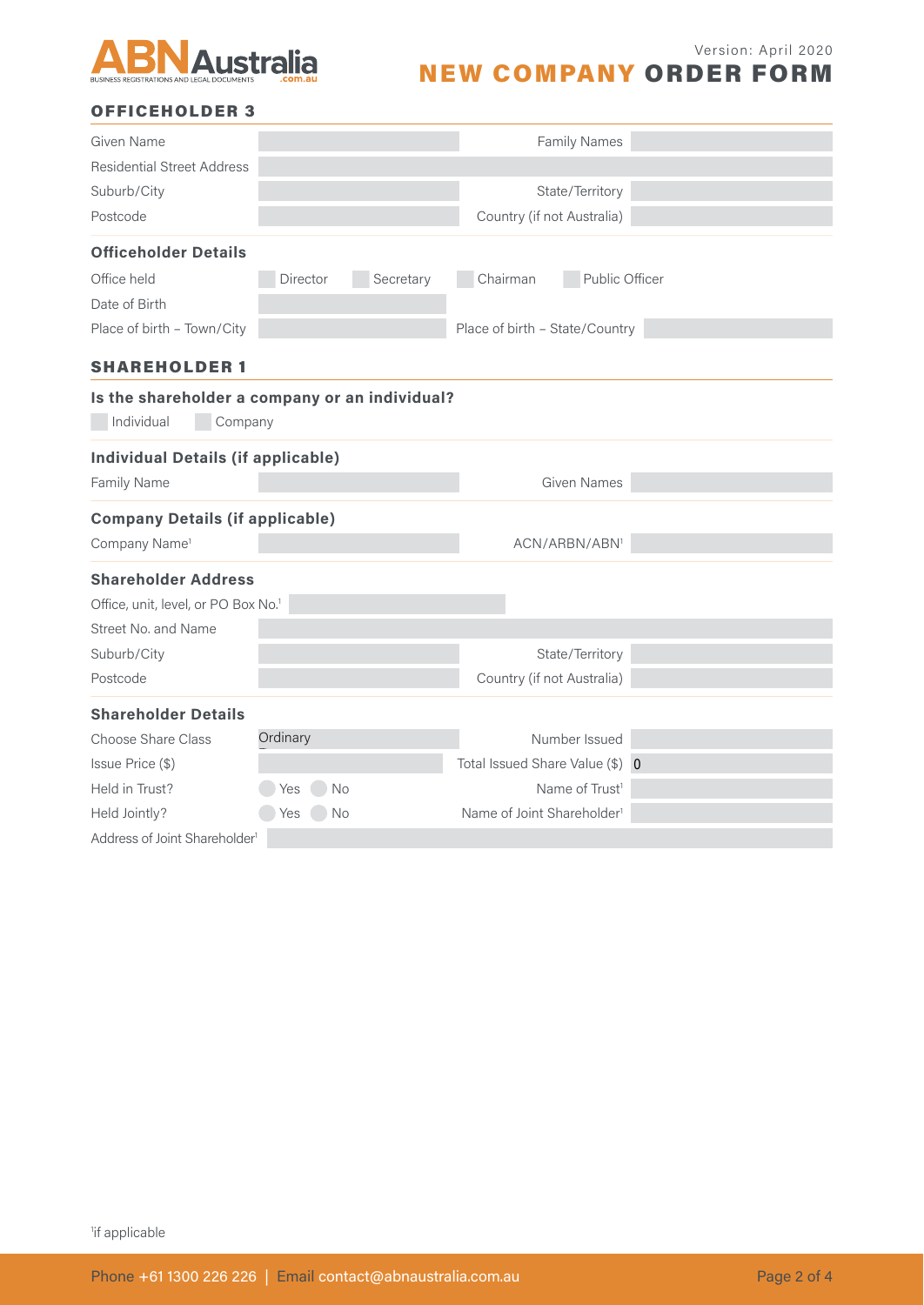# NEW COMPANY ORDER FORM

## OFFICEHOLDER 3

| | | | |
|---|---|---|---|
| Given Name | | Family Names | |
| Residential Street Address | | | |
| Suburb/City | | State/Territory | |
| Postcode | | Country (if not Australia) | |

### Officeholder Details

Office held: ☐ Director ☐ Secretary ☐ Chairman ☐ Public Officer

| | | | |
|---|---|---|---|
| Date of Birth | | | |
| Place of birth – Town/City | | Place of birth – State/Country | |

## SHAREHOLDER 1

### Is the shareholder a company or an individual?

☐ Individual ☐ Company

### Individual Details (if applicable)

| | | | |
|---|---|---|---|
| Family Name | | Given Names | |

### Company Details (if applicable)

| | | | |
|---|---|---|---|
| Company Name[1] | | ACN/ARBN/ABN[1] | |

### Shareholder Address

| | | | |
|---|---|---|---|
| Office, unit, level, or PO Box No.[1] | | | |
| Street No. and Name | | | |
| Suburb/City | | State/Territory | |
| Postcode | | Country (if not Australia) | |

### Shareholder Details

| | | | |
|---|---|---|---|
| Choose Share Class | Ordinary | Number Issued | |
| Issue Price ($) | | Total Issued Share Value ($) | 0 |
| Held in Trust? | ○ Yes ○ No | Name of Trust[1] | |
| Held Jointly? | ○ Yes ○ No | Name of Joint Shareholder[1] | |
| Address of Joint Shareholder[1] | | | |

[1]if applicable

Phone +61 1300 226 226 | Email contact@abnaustralia.com.au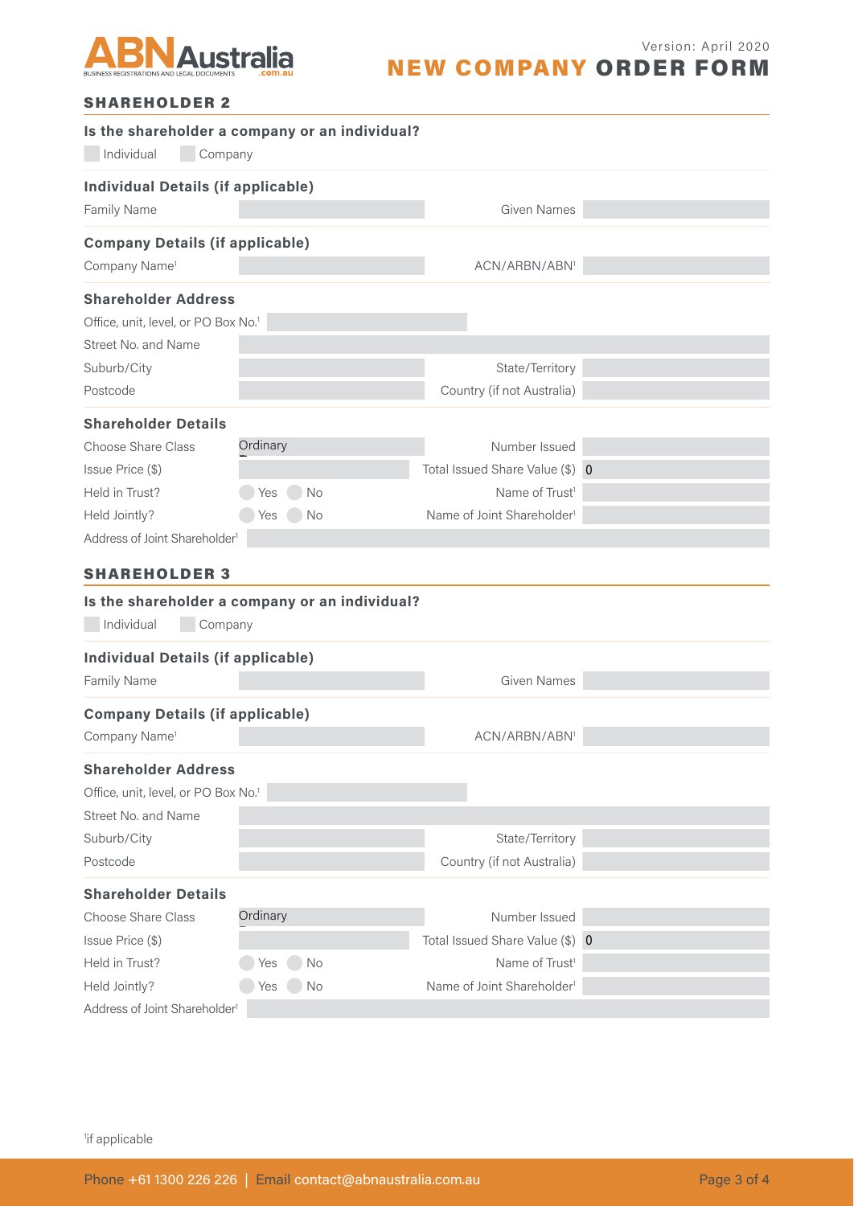# NEW COMPANY ORDER FORM

Version: April 2020

## SHAREHOLDER 2

### Is the shareholder a company or an individual?

☐ Individual ☐ Company

### Individual Details (if applicable)

| Family Name | | Given Names | |
|---|---|---|---|

### Company Details (if applicable)

| Company Name[1] | | ACN/ARBN/ABN[1] | |
|---|---|---|---|

### Shareholder Address

| Office, unit, level, or PO Box No.[1] | | | |
|---|---|---|---|
| Street No. and Name | | | |
| Suburb/City | | State/Territory | |
| Postcode | | Country (if not Australia) | |

### Shareholder Details

| Choose Share Class | Ordinary | Number Issued | |
|---|---|---|---|
| Issue Price ($) | | Total Issued Share Value ($) | 0 |
| Held in Trust? | ○ Yes ○ No | Name of Trust[1] | |
| Held Jointly? | ○ Yes ○ No | Name of Joint Shareholder[1] | |
| Address of Joint Shareholder[1] | | | |

## SHAREHOLDER 3

### Is the shareholder a company or an individual?

☐ Individual ☐ Company

### Individual Details (if applicable)

| Family Name | | Given Names | |
|---|---|---|---|

### Company Details (if applicable)

| Company Name[1] | | ACN/ARBN/ABN[1] | |
|---|---|---|---|

### Shareholder Address

| Office, unit, level, or PO Box No.[1] | | | |
|---|---|---|---|
| Street No. and Name | | | |
| Suburb/City | | State/Territory | |
| Postcode | | Country (if not Australia) | |

### Shareholder Details

| Choose Share Class | Ordinary | Number Issued | |
|---|---|---|---|
| Issue Price ($) | | Total Issued Share Value ($) | 0 |
| Held in Trust? | ○ Yes ○ No | Name of Trust[1] | |
| Held Jointly? | ○ Yes ○ No | Name of Joint Shareholder[1] | |
| Address of Joint Shareholder[1] | | | |

[1]if applicable

Phone +61 1300 226 226 | Email contact@abnaustralia.com.au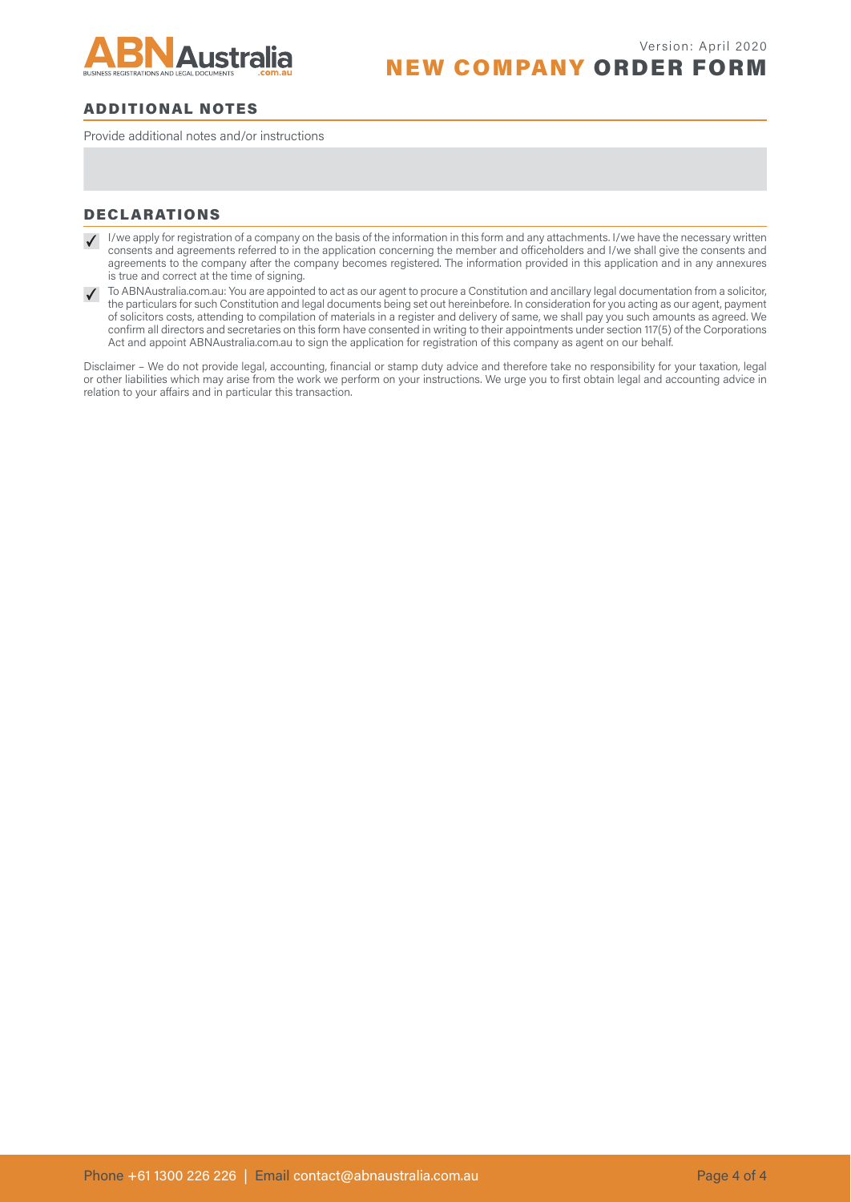## ADDITIONAL NOTES

Provide additional notes and/or instructions

## DECLARATIONS

- ✓ I/we apply for registration of a company on the basis of the information in this form and any attachments. I/we have the necessary written consents and agreements referred to in the application concerning the member and officeholders and I/we shall give the consents and agreements to the company after the company becomes registered. The information provided in this application and in any annexures is true and correct at the time of signing.
- ✓ To ABNAustralia.com.au: You are appointed to act as our agent to procure a Constitution and ancillary legal documentation from a solicitor, the particulars for such Constitution and legal documents being set out hereinbefore. In consideration for you acting as our agent, payment of solicitors costs, attending to compilation of materials in a register and delivery of same, we shall pay you such amounts as agreed. We confirm all directors and secretaries on this form have consented in writing to their appointments under section 117(5) of the Corporations Act and appoint ABNAustralia.com.au to sign the application for registration of this company as agent on our behalf.

Disclaimer – We do not provide legal, accounting, financial or stamp duty advice and therefore take no responsibility for your taxation, legal or other liabilities which may arise from the work we perform on your instructions. We urge you to first obtain legal and accounting advice in relation to your affairs and in particular this transaction.